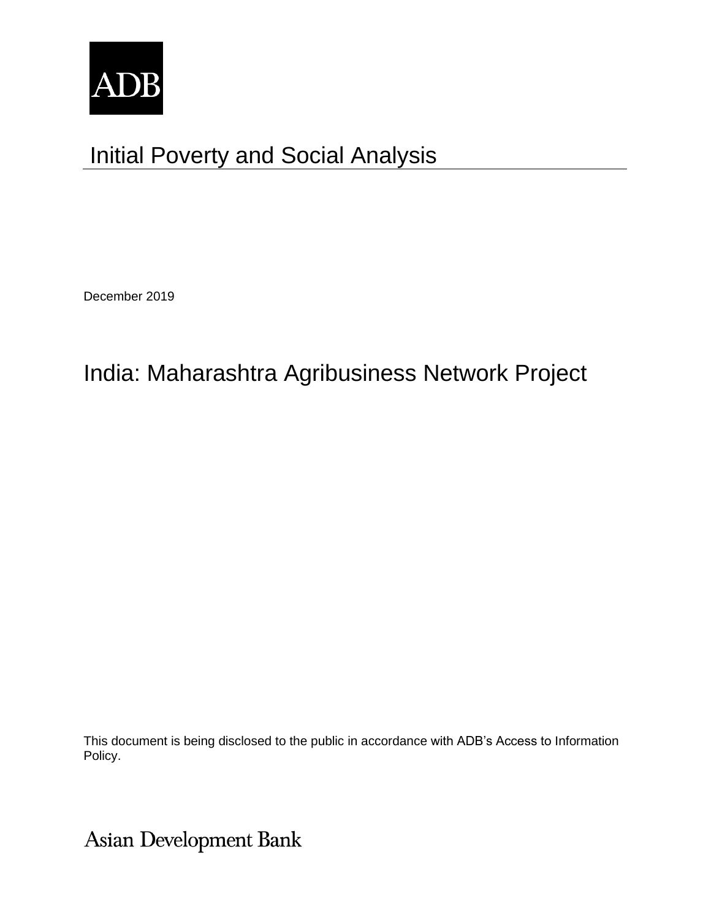ADB

# Initial Poverty and Social Analysis

December 2019

## India: Maharashtra Agribusiness Network Project

This document is being disclosed to the public in accordance with ADB's Access to Information Policy.

Asian Development Bank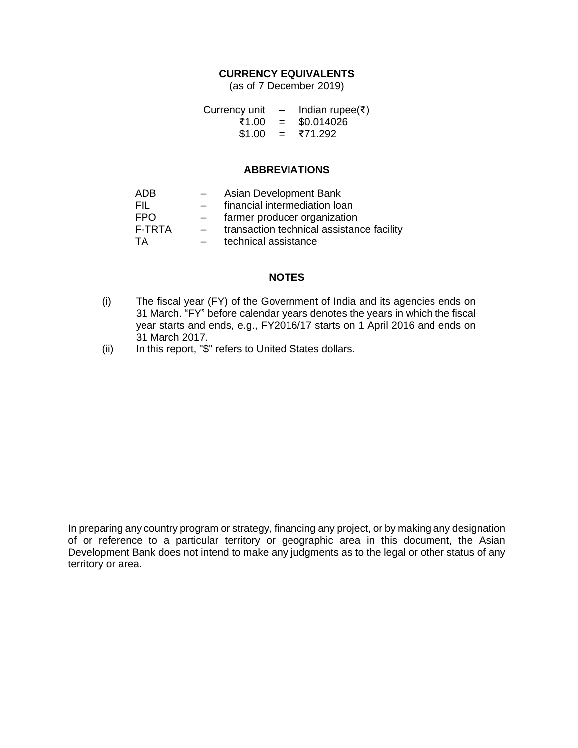## CURRENCY EQUIVALENTS

(as of 7 December 2019)

| | | |
|---|---|---|
| Currency unit | – | Indian rupee(₹) |
| ₹1.00 | = | $0.014026 |
| $1.00 | = | ₹71.292 |

## ABBREVIATIONS

| | | |
|---|---|---|
| ADB | – | Asian Development Bank |
| FIL | – | financial intermediation loan |
| FPO | – | farmer producer organization |
| F-TRTA | – | transaction technical assistance facility |
| TA | – | technical assistance |

## NOTES

(i) The fiscal year (FY) of the Government of India and its agencies ends on 31 March. "FY" before calendar years denotes the years in which the fiscal year starts and ends, e.g., FY2016/17 starts on 1 April 2016 and ends on 31 March 2017.

(ii) In this report, "$" refers to United States dollars.

In preparing any country program or strategy, financing any project, or by making any designation of or reference to a particular territory or geographic area in this document, the Asian Development Bank does not intend to make any judgments as to the legal or other status of any territory or area.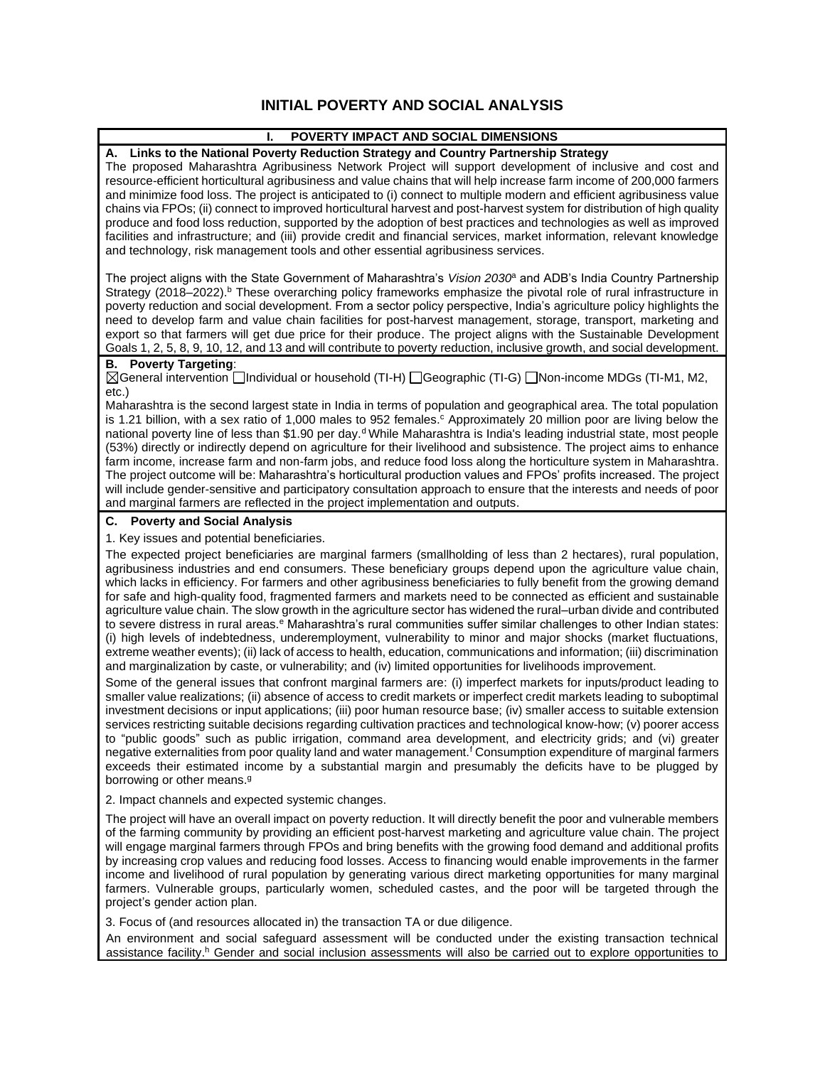# INITIAL POVERTY AND SOCIAL ANALYSIS

## I. POVERTY IMPACT AND SOCIAL DIMENSIONS

### A. Links to the National Poverty Reduction Strategy and Country Partnership Strategy

The proposed Maharashtra Agribusiness Network Project will support development of inclusive and cost and resource-efficient horticultural agribusiness and value chains that will help increase farm income of 200,000 farmers and minimize food loss. The project is anticipated to (i) connect to multiple modern and efficient agribusiness value chains via FPOs; (ii) connect to improved horticultural harvest and post-harvest system for distribution of high quality produce and food loss reduction, supported by the adoption of best practices and technologies as well as improved facilities and infrastructure; and (iii) provide credit and financial services, market information, relevant knowledge and technology, risk management tools and other essential agribusiness services.

The project aligns with the State Government of Maharashtra's *Vision 2030*[a] and ADB's India Country Partnership Strategy (2018–2022).[b] These overarching policy frameworks emphasize the pivotal role of rural infrastructure in poverty reduction and social development. From a sector policy perspective, India's agriculture policy highlights the need to develop farm and value chain facilities for post-harvest management, storage, transport, marketing and export so that farmers will get due price for their produce. The project aligns with the Sustainable Development Goals 1, 2, 5, 8, 9, 10, 12, and 13 and will contribute to poverty reduction, inclusive growth, and social development.

### B. Poverty Targeting:

☒General intervention ☐Individual or household (TI-H) ☐Geographic (TI-G) ☐Non-income MDGs (TI-M1, M2, etc.)

Maharashtra is the second largest state in India in terms of population and geographical area. The total population is 1.21 billion, with a sex ratio of 1,000 males to 952 females.[c] Approximately 20 million poor are living below the national poverty line of less than $1.90 per day.[d] While Maharashtra is India's leading industrial state, most people (53%) directly or indirectly depend on agriculture for their livelihood and subsistence. The project aims to enhance farm income, increase farm and non-farm jobs, and reduce food loss along the horticulture system in Maharashtra. The project outcome will be: Maharashtra's horticultural production values and FPOs' profits increased. The project will include gender-sensitive and participatory consultation approach to ensure that the interests and needs of poor and marginal farmers are reflected in the project implementation and outputs.

### C. Poverty and Social Analysis

1. Key issues and potential beneficiaries.

The expected project beneficiaries are marginal farmers (smallholding of less than 2 hectares), rural population, agribusiness industries and end consumers. These beneficiary groups depend upon the agriculture value chain, which lacks in efficiency. For farmers and other agribusiness beneficiaries to fully benefit from the growing demand for safe and high-quality food, fragmented farmers and markets need to be connected as efficient and sustainable agriculture value chain. The slow growth in the agriculture sector has widened the rural–urban divide and contributed to severe distress in rural areas.[e] Maharashtra's rural communities suffer similar challenges to other Indian states: (i) high levels of indebtedness, underemployment, vulnerability to minor and major shocks (market fluctuations, extreme weather events); (ii) lack of access to health, education, communications and information; (iii) discrimination and marginalization by caste, or vulnerability; and (iv) limited opportunities for livelihoods improvement.

Some of the general issues that confront marginal farmers are: (i) imperfect markets for inputs/product leading to smaller value realizations; (ii) absence of access to credit markets or imperfect credit markets leading to suboptimal investment decisions or input applications; (iii) poor human resource base; (iv) smaller access to suitable extension services restricting suitable decisions regarding cultivation practices and technological know-how; (v) poorer access to "public goods" such as public irrigation, command area development, and electricity grids; and (vi) greater negative externalities from poor quality land and water management.[f] Consumption expenditure of marginal farmers exceeds their estimated income by a substantial margin and presumably the deficits have to be plugged by borrowing or other means.[g]

2. Impact channels and expected systemic changes.

The project will have an overall impact on poverty reduction. It will directly benefit the poor and vulnerable members of the farming community by providing an efficient post-harvest marketing and agriculture value chain. The project will engage marginal farmers through FPOs and bring benefits with the growing food demand and additional profits by increasing crop values and reducing food losses. Access to financing would enable improvements in the farmer income and livelihood of rural population by generating various direct marketing opportunities for many marginal farmers. Vulnerable groups, particularly women, scheduled castes, and the poor will be targeted through the project's gender action plan.

3. Focus of (and resources allocated in) the transaction TA or due diligence.

An environment and social safeguard assessment will be conducted under the existing transaction technical assistance facility.[h] Gender and social inclusion assessments will also be carried out to explore opportunities to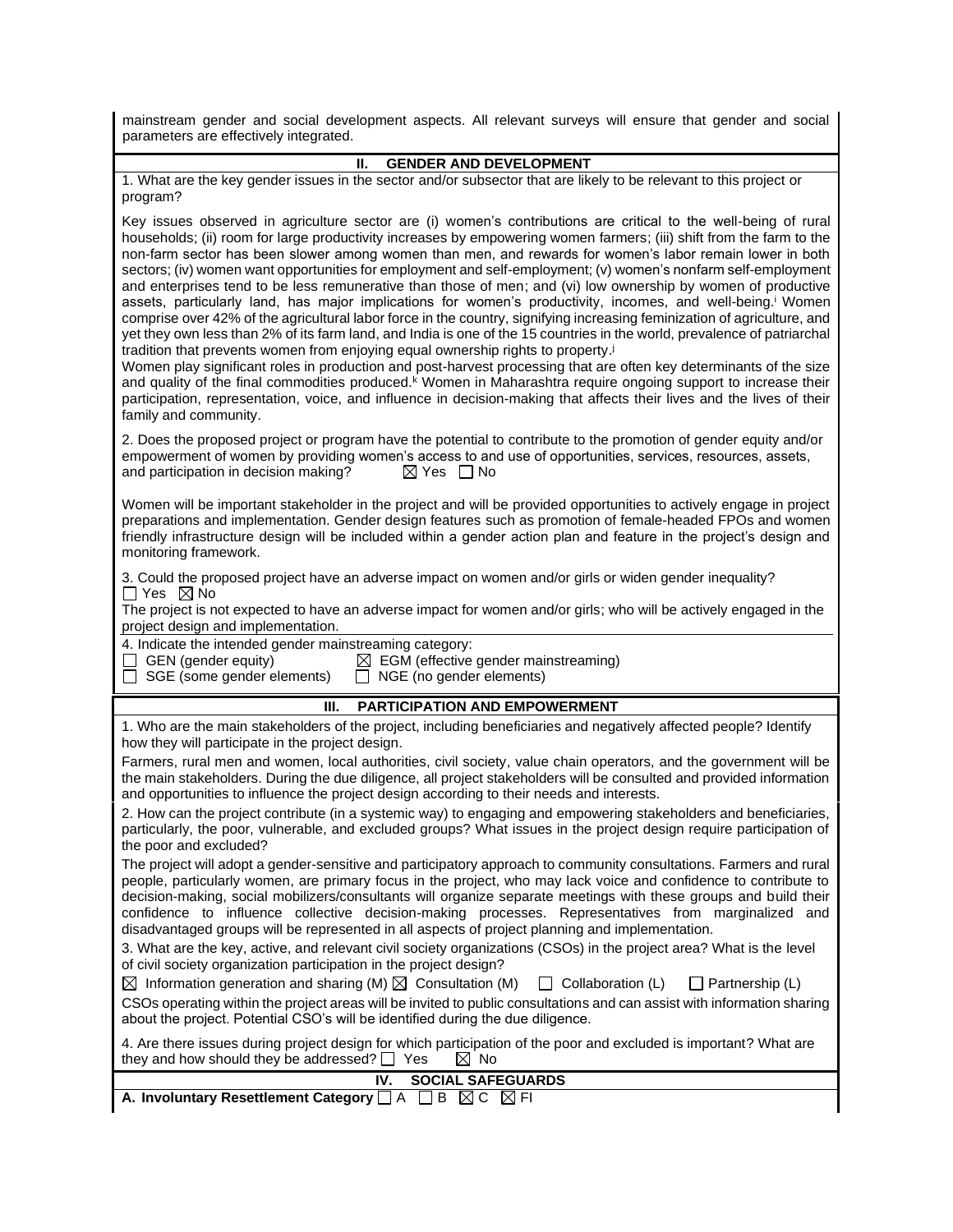mainstream gender and social development aspects. All relevant surveys will ensure that gender and social parameters are effectively integrated.

## II. GENDER AND DEVELOPMENT

1. What are the key gender issues in the sector and/or subsector that are likely to be relevant to this project or program?

Key issues observed in agriculture sector are (i) women's contributions are critical to the well-being of rural households; (ii) room for large productivity increases by empowering women farmers; (iii) shift from the farm to the non-farm sector has been slower among women than men, and rewards for women's labor remain lower in both sectors; (iv) women want opportunities for employment and self-employment; (v) women's nonfarm self-employment and enterprises tend to be less remunerative than those of men; and (vi) low ownership by women of productive assets, particularly land, has major implications for women's productivity, incomes, and well-being.[i] Women comprise over 42% of the agricultural labor force in the country, signifying increasing feminization of agriculture, and yet they own less than 2% of its farm land, and India is one of the 15 countries in the world, prevalence of patriarchal tradition that prevents women from enjoying equal ownership rights to property.[j]

Women play significant roles in production and post-harvest processing that are often key determinants of the size and quality of the final commodities produced.[k] Women in Maharashtra require ongoing support to increase their participation, representation, voice, and influence in decision-making that affects their lives and the lives of their family and community.

2. Does the proposed project or program have the potential to contribute to the promotion of gender equity and/or empowerment of women by providing women's access to and use of opportunities, services, resources, assets, and participation in decision making? ☒ Yes ☐ No

Women will be important stakeholder in the project and will be provided opportunities to actively engage in project preparations and implementation. Gender design features such as promotion of female-headed FPOs and women friendly infrastructure design will be included within a gender action plan and feature in the project's design and monitoring framework.

3. Could the proposed project have an adverse impact on women and/or girls or widen gender inequality?
☐ Yes ☒ No

The project is not expected to have an adverse impact for women and/or girls; who will be actively engaged in the project design and implementation.

4. Indicate the intended gender mainstreaming category:
☐ GEN (gender equity) ☒ EGM (effective gender mainstreaming)
☐ SGE (some gender elements) ☐ NGE (no gender elements)

## III. PARTICIPATION AND EMPOWERMENT

1. Who are the main stakeholders of the project, including beneficiaries and negatively affected people? Identify how they will participate in the project design.

Farmers, rural men and women, local authorities, civil society, value chain operators, and the government will be the main stakeholders. During the due diligence, all project stakeholders will be consulted and provided information and opportunities to influence the project design according to their needs and interests.

2. How can the project contribute (in a systemic way) to engaging and empowering stakeholders and beneficiaries, particularly, the poor, vulnerable, and excluded groups? What issues in the project design require participation of the poor and excluded?

The project will adopt a gender-sensitive and participatory approach to community consultations. Farmers and rural people, particularly women, are primary focus in the project, who may lack voice and confidence to contribute to decision-making, social mobilizers/consultants will organize separate meetings with these groups and build their confidence to influence collective decision-making processes. Representatives from marginalized and disadvantaged groups will be represented in all aspects of project planning and implementation.

3. What are the key, active, and relevant civil society organizations (CSOs) in the project area? What is the level of civil society organization participation in the project design?

☒ Information generation and sharing (M) ☒ Consultation (M) ☐ Collaboration (L) ☐ Partnership (L)

CSOs operating within the project areas will be invited to public consultations and can assist with information sharing about the project. Potential CSO's will be identified during the due diligence.

4. Are there issues during project design for which participation of the poor and excluded is important? What are they and how should they be addressed? ☐ Yes ☒ No

## IV. SOCIAL SAFEGUARDS

**A. Involuntary Resettlement Category** ☐ A ☐ B ☒ C ☒ FI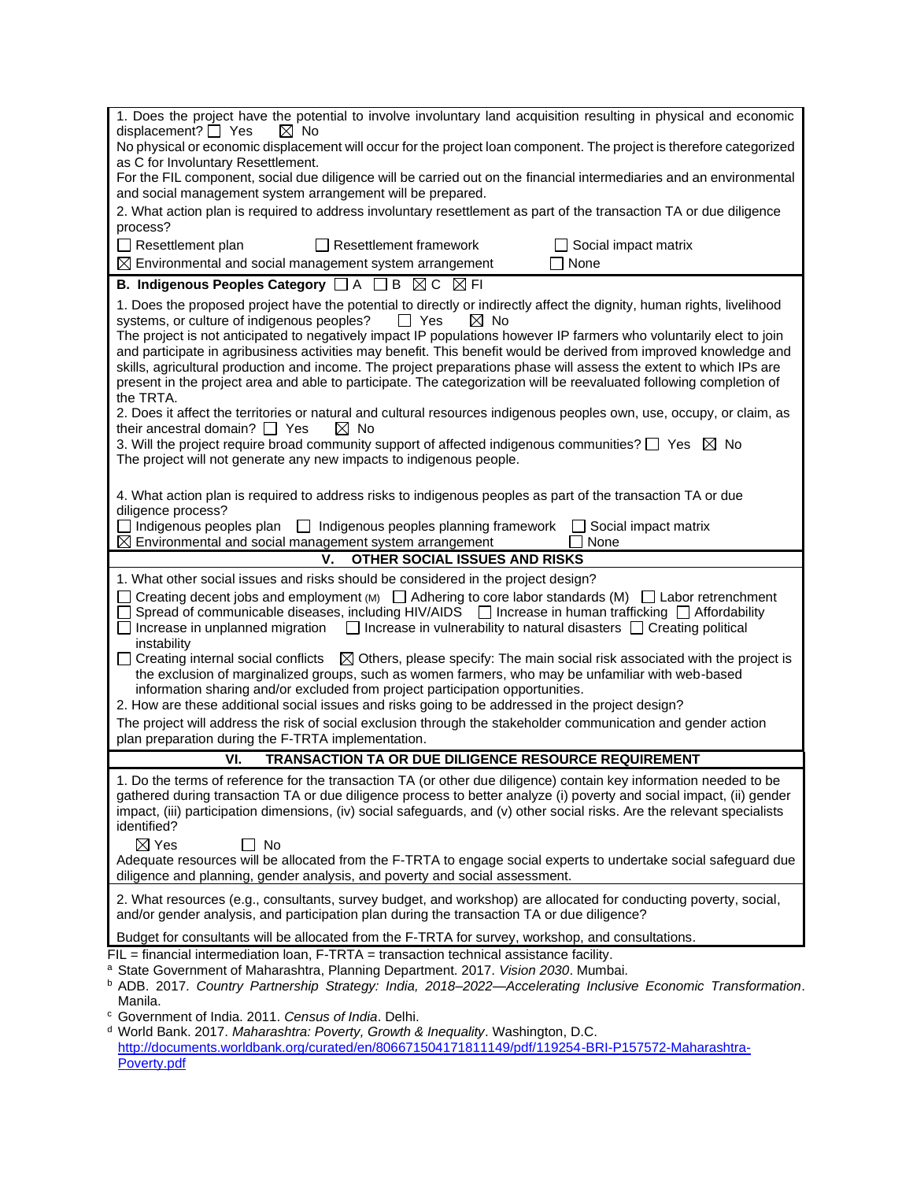1. Does the project have the potential to involve involuntary land acquisition resulting in physical and economic displacement? ☐ Yes ☒ No

No physical or economic displacement will occur for the project loan component. The project is therefore categorized as C for Involuntary Resettlement.

For the FIL component, social due diligence will be carried out on the financial intermediaries and an environmental and social management system arrangement will be prepared.

2. What action plan is required to address involuntary resettlement as part of the transaction TA or due diligence process?

☐ Resettlement plan ☐ Resettlement framework ☐ Social impact matrix
☒ Environmental and social management system arrangement ☐ None

**B. Indigenous Peoples Category** ☐ A ☐ B ☒ C ☒ FI

1. Does the proposed project have the potential to directly or indirectly affect the dignity, human rights, livelihood systems, or culture of indigenous peoples? ☐ Yes ☒ No

The project is not anticipated to negatively impact IP populations however IP farmers who voluntarily elect to join and participate in agribusiness activities may benefit. This benefit would be derived from improved knowledge and skills, agricultural production and income. The project preparations phase will assess the extent to which IPs are present in the project area and able to participate. The categorization will be reevaluated following completion of the TRTA.

2. Does it affect the territories or natural and cultural resources indigenous peoples own, use, occupy, or claim, as their ancestral domain? ☐ Yes ☒ No

3. Will the project require broad community support of affected indigenous communities? ☐ Yes ☒ No

The project will not generate any new impacts to indigenous people.

4. What action plan is required to address risks to indigenous peoples as part of the transaction TA or due diligence process?

☐ Indigenous peoples plan ☐ Indigenous peoples planning framework ☐ Social impact matrix
☒ Environmental and social management system arrangement ☐ None

## V. OTHER SOCIAL ISSUES AND RISKS

1. What other social issues and risks should be considered in the project design?

☐ Creating decent jobs and employment (M) ☐ Adhering to core labor standards (M) ☐ Labor retrenchment
☐ Spread of communicable diseases, including HIV/AIDS ☐ Increase in human trafficking ☐ Affordability
☐ Increase in unplanned migration ☐ Increase in vulnerability to natural disasters ☐ Creating political instability
☐ Creating internal social conflicts ☒ Others, please specify: The main social risk associated with the project is the exclusion of marginalized groups, such as women farmers, who may be unfamiliar with web-based information sharing and/or excluded from project participation opportunities.

2. How are these additional social issues and risks going to be addressed in the project design?

The project will address the risk of social exclusion through the stakeholder communication and gender action plan preparation during the F-TRTA implementation.

## VI. TRANSACTION TA OR DUE DILIGENCE RESOURCE REQUIREMENT

1. Do the terms of reference for the transaction TA (or other due diligence) contain key information needed to be gathered during transaction TA or due diligence process to better analyze (i) poverty and social impact, (ii) gender impact, (iii) participation dimensions, (iv) social safeguards, and (v) other social risks. Are the relevant specialists identified?

☒ Yes ☐ No

Adequate resources will be allocated from the F-TRTA to engage social experts to undertake social safeguard due diligence and planning, gender analysis, and poverty and social assessment.

2. What resources (e.g., consultants, survey budget, and workshop) are allocated for conducting poverty, social, and/or gender analysis, and participation plan during the transaction TA or due diligence?

Budget for consultants will be allocated from the F-TRTA for survey, workshop, and consultations.

FIL = financial intermediation loan, F-TRTA = transaction technical assistance facility.

[a] State Government of Maharashtra, Planning Department. 2017. *Vision 2030*. Mumbai.

[b] ADB. 2017. *Country Partnership Strategy: India, 2018–2022—Accelerating Inclusive Economic Transformation*. Manila.

[c] Government of India. 2011. *Census of India*. Delhi.

[d] World Bank. 2017. *Maharashtra: Poverty, Growth & Inequality*. Washington, D.C. http://documents.worldbank.org/curated/en/806671504171811149/pdf/119254-BRI-P157572-Maharashtra-Poverty.pdf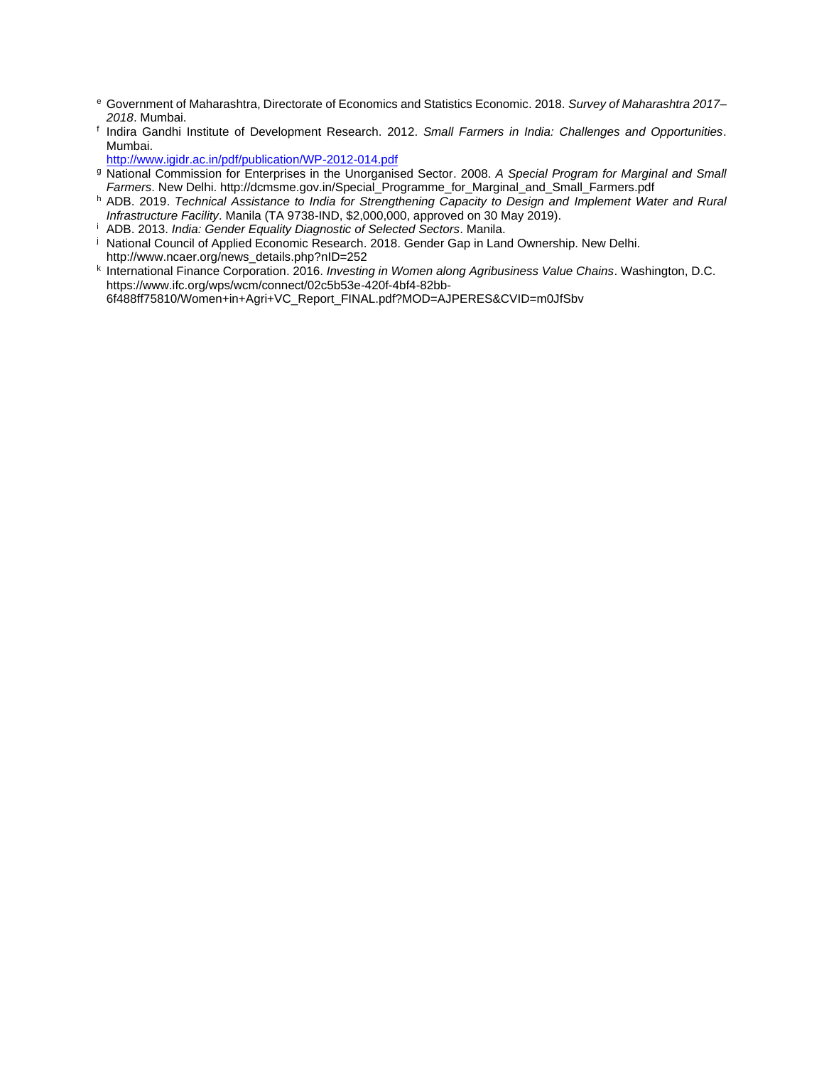[e] Government of Maharashtra, Directorate of Economics and Statistics Economic. 2018. *Survey of Maharashtra 2017–2018*. Mumbai.

[f] Indira Gandhi Institute of Development Research. 2012. *Small Farmers in India: Challenges and Opportunities*. Mumbai.
http://www.igidr.ac.in/pdf/publication/WP-2012-014.pdf

[g] National Commission for Enterprises in the Unorganised Sector. 2008. *A Special Program for Marginal and Small Farmers*. New Delhi. http://dcmsme.gov.in/Special_Programme_for_Marginal_and_Small_Farmers.pdf

[h] ADB. 2019. *Technical Assistance to India for Strengthening Capacity to Design and Implement Water and Rural Infrastructure Facility*. Manila (TA 9738-IND, $2,000,000, approved on 30 May 2019).

[i] ADB. 2013. *India: Gender Equality Diagnostic of Selected Sectors*. Manila.

[j] National Council of Applied Economic Research. 2018. Gender Gap in Land Ownership. New Delhi. http://www.ncaer.org/news_details.php?nID=252

[k] International Finance Corporation. 2016. *Investing in Women along Agribusiness Value Chains*. Washington, D.C. https://www.ifc.org/wps/wcm/connect/02c5b53e-420f-4bf4-82bb-6f488ff75810/Women+in+Agri+VC_Report_FINAL.pdf?MOD=AJPERES&CVID=m0JfSbv